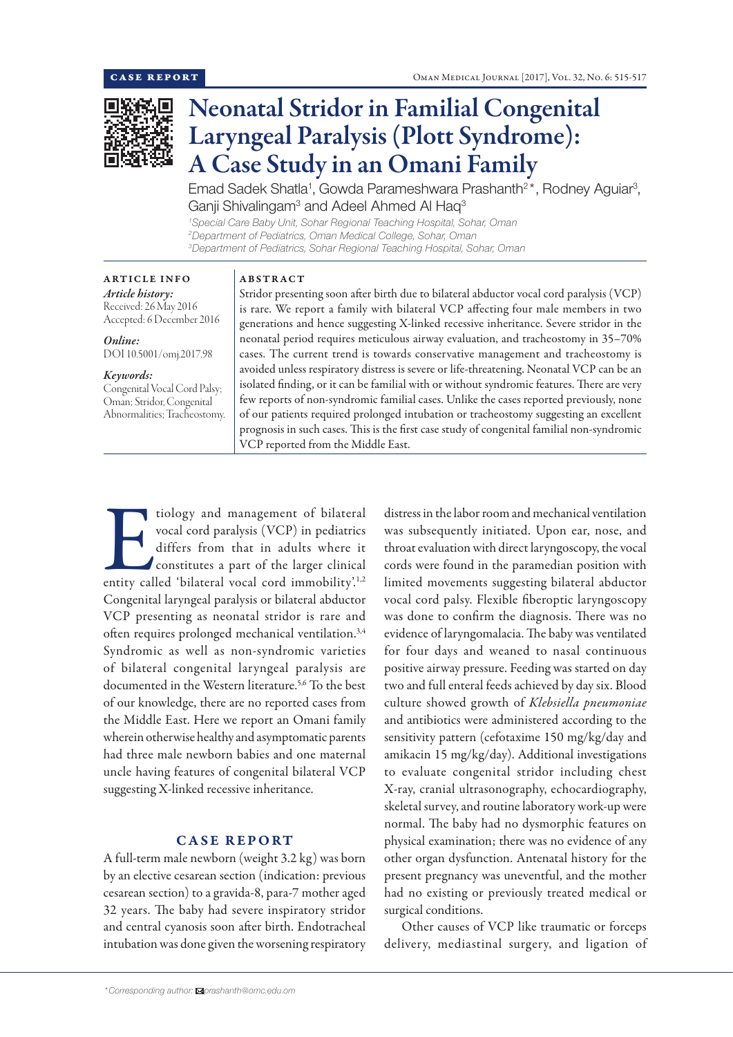CASE REPORT

# Neonatal Stridor in Familial Congenital Laryngeal Paralysis (Plott Syndrome): A Case Study in an Omani Family

Emad Sadek Shatla[1], Gowda Parameshwara Prashanth[2]*, Rodney Aguiar[3], Ganji Shivalingam[3] and Adeel Ahmed Al Haq[3]

[1]*Special Care Baby Unit, Sohar Regional Teaching Hospital, Sohar, Oman*
[2]*Department of Pediatrics, Oman Medical College, Sohar, Oman*
[3]*Department of Pediatrics, Sohar Regional Teaching Hospital, Sohar, Oman*

## ARTICLE INFO

*Article history:*
Received: 26 May 2016
Accepted: 6 December 2016

*Online:*
DOI 10.5001/omj.2017.98

*Keywords:*
Congenital Vocal Cord Palsy; Oman; Stridor, Congenital Abnormalities; Tracheostomy.

## ABSTRACT

Stridor presenting soon after birth due to bilateral abductor vocal cord paralysis (VCP) is rare. We report a family with bilateral VCP affecting four male members in two generations and hence suggesting X-linked recessive inheritance. Severe stridor in the neonatal period requires meticulous airway evaluation, and tracheostomy in 35–70% cases. The current trend is towards conservative management and tracheostomy is avoided unless respiratory distress is severe or life-threatening. Neonatal VCP can be an isolated finding, or it can be familial with or without syndromic features. There are very few reports of non-syndromic familial cases. Unlike the cases reported previously, none of our patients required prolonged intubation or tracheostomy suggesting an excellent prognosis in such cases. This is the first case study of congenital familial non-syndromic VCP reported from the Middle East.

Etiology and management of bilateral vocal cord paralysis (VCP) in pediatrics differs from that in adults where it constitutes a part of the larger clinical entity called 'bilateral vocal cord immobility'.[1,2] Congenital laryngeal paralysis or bilateral abductor VCP presenting as neonatal stridor is rare and often requires prolonged mechanical ventilation.[3,4] Syndromic as well as non-syndromic varieties of bilateral congenital laryngeal paralysis are documented in the Western literature.[5,6] To the best of our knowledge, there are no reported cases from the Middle East. Here we report an Omani family wherein otherwise healthy and asymptomatic parents had three male newborn babies and one maternal uncle having features of congenital bilateral VCP suggesting X-linked recessive inheritance.

## CASE REPORT

A full-term male newborn (weight 3.2 kg) was born by an elective cesarean section (indication: previous cesarean section) to a gravida-8, para-7 mother aged 32 years. The baby had severe inspiratory stridor and central cyanosis soon after birth. Endotracheal intubation was done given the worsening respiratory distress in the labor room and mechanical ventilation was subsequently initiated. Upon ear, nose, and throat evaluation with direct laryngoscopy, the vocal cords were found in the paramedian position with limited movements suggesting bilateral abductor vocal cord palsy. Flexible fiberoptic laryngoscopy was done to confirm the diagnosis. There was no evidence of laryngomalacia. The baby was ventilated for four days and weaned to nasal continuous positive airway pressure. Feeding was started on day two and full enteral feeds achieved by day six. Blood culture showed growth of *Klebsiella pneumoniae* and antibiotics were administered according to the sensitivity pattern (cefotaxime 150 mg/kg/day and amikacin 15 mg/kg/day). Additional investigations to evaluate congenital stridor including chest X-ray, cranial ultrasonography, echocardiography, skeletal survey, and routine laboratory work-up were normal. The baby had no dysmorphic features on physical examination; there was no evidence of any other organ dysfunction. Antenatal history for the present pregnancy was uneventful, and the mother had no existing or previously treated medical or surgical conditions.

Other causes of VCP like traumatic or forceps delivery, mediastinal surgery, and ligation of

*Corresponding author: prashanth@omc.edu.om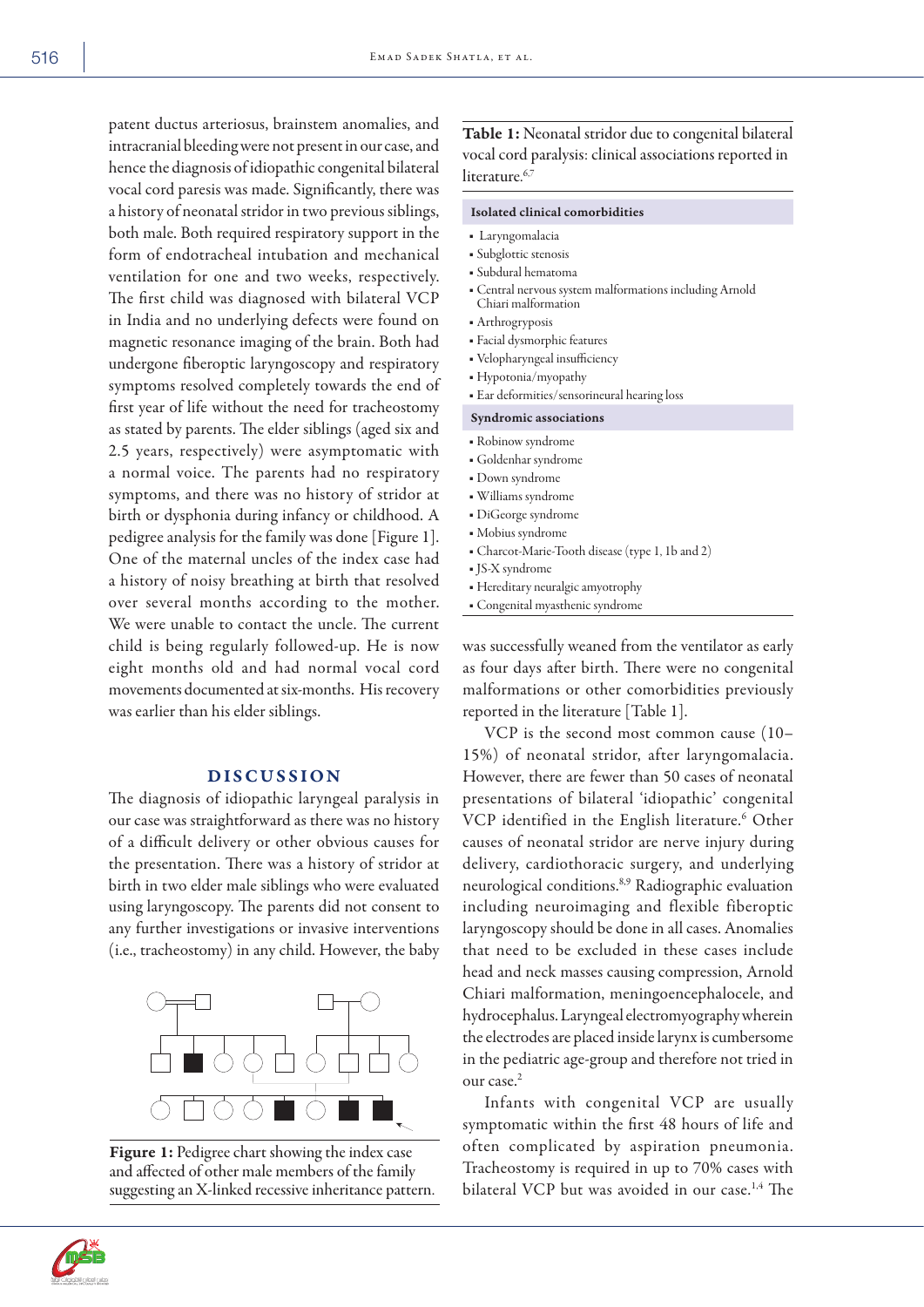patent ductus arteriosus, brainstem anomalies, and intracranial bleeding were not present in our case, and hence the diagnosis of idiopathic congenital bilateral vocal cord paresis was made. Significantly, there was a history of neonatal stridor in two previous siblings, both male. Both required respiratory support in the form of endotracheal intubation and mechanical ventilation for one and two weeks, respectively. The first child was diagnosed with bilateral VCP in India and no underlying defects were found on magnetic resonance imaging of the brain. Both had undergone fiberoptic laryngoscopy and respiratory symptoms resolved completely towards the end of first year of life without the need for tracheostomy as stated by parents. The elder siblings (aged six and 2.5 years, respectively) were asymptomatic with a normal voice. The parents had no respiratory symptoms, and there was no history of stridor at birth or dysphonia during infancy or childhood. A pedigree analysis for the family was done [Figure 1]. One of the maternal uncles of the index case had a history of noisy breathing at birth that resolved over several months according to the mother. We were unable to contact the uncle. The current child is being regularly followed-up. He is now eight months old and had normal vocal cord movements documented at six-months. His recovery was earlier than his elder siblings.

## DISCUSSION

The diagnosis of idiopathic laryngeal paralysis in our case was straightforward as there was no history of a difficult delivery or other obvious causes for the presentation. There was a history of stridor at birth in two elder male siblings who were evaluated using laryngoscopy. The parents did not consent to any further investigations or invasive interventions (i.e., tracheostomy) in any child. However, the baby was successfully weaned from the ventilator as early as four days after birth. There were no congenital malformations or other comorbidities previously reported in the literature [Table 1].

**Figure 1:** Pedigree chart showing the index case and affected of other male members of the family suggesting an X-linked recessive inheritance pattern.

**Table 1:** Neonatal stridor due to congenital bilateral vocal cord paralysis: clinical associations reported in literature.[6,7]

| Isolated clinical comorbidities |
|---|
| ▪ Laryngomalacia |
| ▪ Subglottic stenosis |
| ▪ Subdural hematoma |
| ▪ Central nervous system malformations including Arnold Chiari malformation |
| ▪ Arthrogryposis |
| ▪ Facial dysmorphic features |
| ▪ Velopharyngeal insufficiency |
| ▪ Hypotonia/myopathy |
| ▪ Ear deformities/sensorineural hearing loss |
| **Syndromic associations** |
| ▪ Robinow syndrome |
| ▪ Goldenhar syndrome |
| ▪ Down syndrome |
| ▪ Williams syndrome |
| ▪ DiGeorge syndrome |
| ▪ Mobius syndrome |
| ▪ Charcot-Marie-Tooth disease (type 1, 1b and 2) |
| ▪ JS-X syndrome |
| ▪ Hereditary neuralgic amyotrophy |
| ▪ Congenital myasthenic syndrome |

VCP is the second most common cause (10–15%) of neonatal stridor, after laryngomalacia. However, there are fewer than 50 cases of neonatal presentations of bilateral 'idiopathic' congenital VCP identified in the English literature.[6] Other causes of neonatal stridor are nerve injury during delivery, cardiothoracic surgery, and underlying neurological conditions.[8,9] Radiographic evaluation including neuroimaging and flexible fiberoptic laryngoscopy should be done in all cases. Anomalies that need to be excluded in these cases include head and neck masses causing compression, Arnold Chiari malformation, meningoencephalocele, and hydrocephalus. Laryngeal electromyography wherein the electrodes are placed inside larynx is cumbersome in the pediatric age-group and therefore not tried in our case.[2]

Infants with congenital VCP are usually symptomatic within the first 48 hours of life and often complicated by aspiration pneumonia. Tracheostomy is required in up to 70% cases with bilateral VCP but was avoided in our case.[1,4] The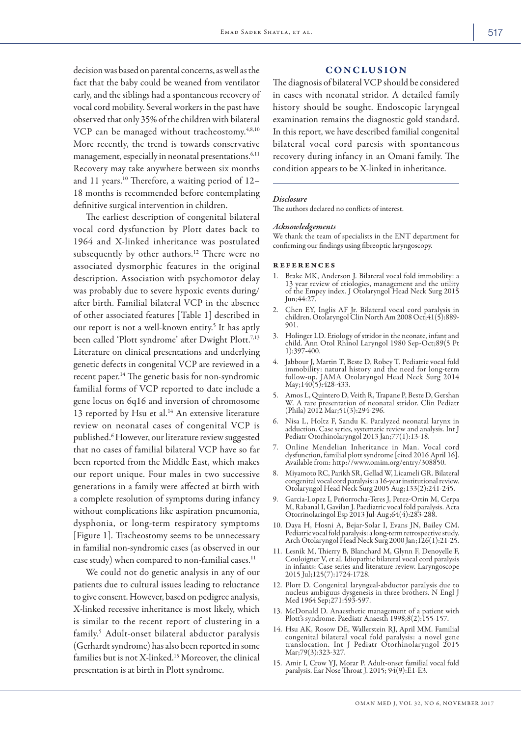decision was based on parental concerns, as well as the fact that the baby could be weaned from ventilator early, and the siblings had a spontaneous recovery of vocal cord mobility. Several workers in the past have observed that only 35% of the children with bilateral VCP can be managed without tracheostomy.[4,8,10] More recently, the trend is towards conservative management, especially in neonatal presentations.[6,11] Recovery may take anywhere between six months and 11 years.[10] Therefore, a waiting period of 12–18 months is recommended before contemplating definitive surgical intervention in children.

The earliest description of congenital bilateral vocal cord dysfunction by Plott dates back to 1964 and X-linked inheritance was postulated subsequently by other authors.[12] There were no associated dysmorphic features in the original description. Association with psychomotor delay was probably due to severe hypoxic events during/after birth. Familial bilateral VCP in the absence of other associated features [Table 1] described in our report is not a well-known entity.[5] It has aptly been called 'Plott syndrome' after Dwight Plott.[7,13] Literature on clinical presentations and underlying genetic defects in congenital VCP are reviewed in a recent paper.[14] The genetic basis for non-syndromic familial forms of VCP reported to date include a gene locus on 6q16 and inversion of chromosome 13 reported by Hsu et al.[14] An extensive literature review on neonatal cases of congenital VCP is published.[6] However, our literature review suggested that no cases of familial bilateral VCP have so far been reported from the Middle East, which makes our report unique. Four males in two successive generations in a family were affected at birth with a complete resolution of symptoms during infancy without complications like aspiration pneumonia, dysphonia, or long-term respiratory symptoms [Figure 1]. Tracheostomy seems to be unnecessary in familial non-syndromic cases (as observed in our case study) when compared to non-familial cases.[11]

We could not do genetic analysis in any of our patients due to cultural issues leading to reluctance to give consent. However, based on pedigree analysis, X-linked recessive inheritance is most likely, which is similar to the recent report of clustering in a family.[5] Adult-onset bilateral abductor paralysis (Gerhardt syndrome) has also been reported in some families but is not X-linked.[15] Moreover, the clinical presentation is at birth in Plott syndrome.

## CONCLUSION

The diagnosis of bilateral VCP should be considered in cases with neonatal stridor. A detailed family history should be sought. Endoscopic laryngeal examination remains the diagnostic gold standard. In this report, we have described familial congenital bilateral vocal cord paresis with spontaneous recovery during infancy in an Omani family. The condition appears to be X-linked in inheritance.

### *Disclosure*

The authors declared no conflicts of interest.

### *Acknowledgements*

We thank the team of specialists in the ENT department for confirming our findings using fibreoptic laryngoscopy.

### REFERENCES

1. Brake MK, Anderson J. Bilateral vocal fold immobility: a 13 year review of etiologies, management and the utility of the Empey index. J Otolaryngol Head Neck Surg 2015 Jun;44:27.
2. Chen EY, Inglis AF Jr. Bilateral vocal cord paralysis in children. Otolaryngol Clin North Am 2008 Oct;41(5):889-901.
3. Holinger LD. Etiology of stridor in the neonate, infant and child. Ann Otol Rhinol Laryngol 1980 Sep-Oct;89(5 Pt 1):397-400.
4. Jabbour J, Martin T, Beste D, Robey T. Pediatric vocal fold immobility: natural history and the need for long-term follow-up. JAMA Otolaryngol Head Neck Surg 2014 May;140(5):428-433.
5. Amos L, Quintero D, Veith R, Trapane P, Beste D, Gershan W. A rare presentation of neonatal stridor. Clin Pediatr (Phila) 2012 Mar;51(3):294-296.
6. Nisa L, Holtz F, Sandu K. Paralyzed neonatal larynx in adduction. Case series, systematic review and analysis. Int J Pediatr Otorhinolaryngol 2013 Jan;77(1):13-18.
7. Online Mendelian Inheritance in Man. Vocal cord dysfunction, familial plott syndrome [cited 2016 April 16]. Available from: http://www.omim.org/entry/308850.
8. Miyamoto RC, Parikh SR, Gellad W, Licameli GR. Bilateral congenital vocal cord paralysis: a 16-year institutional review. Otolaryngol Head Neck Surg 2005 Aug;133(2):241-245.
9. Garcia-Lopez I, Peñorrocha-Teres J, Perez-Ortin M, Cerpa M, Rabanal I, Gavilan J. Paediatric vocal fold paralysis. Acta Otorrinolaringol Esp 2013 Jul-Aug;64(4):283-288.
10. Daya H, Hosni A, Bejar-Solar I, Evans JN, Bailey CM. Pediatric vocal fold paralysis: a long-term retrospective study. Arch Otolaryngol Head Neck Surg 2000 Jan;126(1):21-25.
11. Lesnik M, Thierry B, Blanchard M, Glynn F, Denoyelle F, Couloigner V, et al. Idiopathic bilateral vocal cord paralysis in infants: Case series and literature review. Laryngoscope 2015 Jul;125(7):1724-1728.
12. Plott D. Congenital laryngeal-abductor paralysis due to nucleus ambiguus dysgenesis in three brothers. N Engl J Med 1964 Sep;271:593-597.
13. McDonald D. Anaesthetic management of a patient with Plott's syndrome. Paediatr Anaesth 1998;8(2):155-157.
14. Hsu AK, Rosow DE, Wallerstein RJ, April MM. Familial congenital bilateral vocal fold paralysis: a novel gene translocation. Int J Pediatr Otorhinolaryngol 2015 Mar;79(3):323-327.
15. Amir I, Crow YJ, Morar P. Adult-onset familial vocal fold paralysis. Ear Nose Throat J. 2015; 94(9):E1-E3.